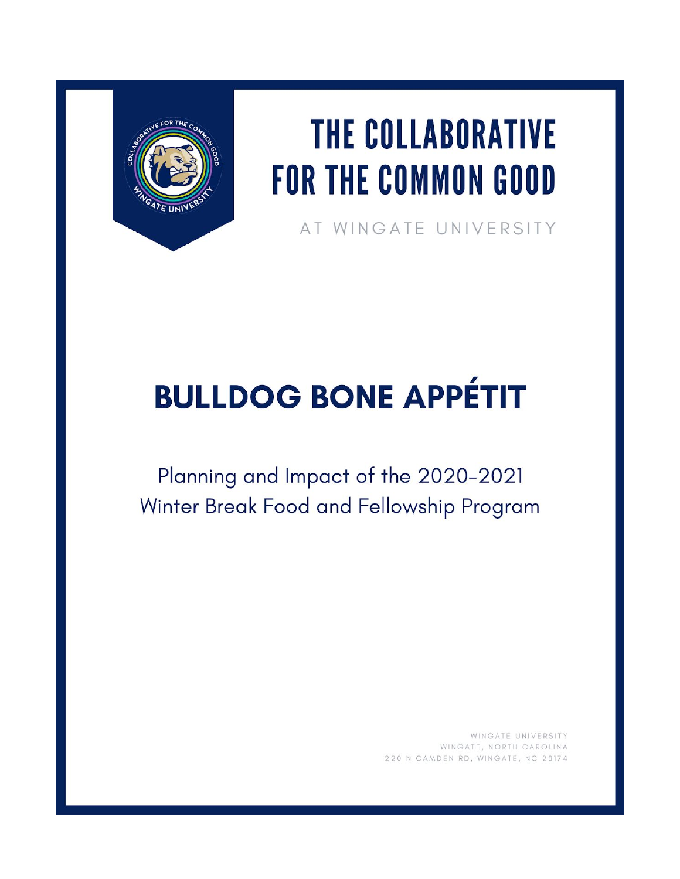# THE COLLABORATIVE FOR THE COMMON GOOD

AT WINGATE UNIVERSITY

# BULLDOG BONE APPÉTIT

## Planning and Impact of the 2020-2021 Winter Break Food and Fellowship Program

WINGATE UNIVERSITY
WINGATE, NORTH CAROLINA
220 N CAMDEN RD, WINGATE, NC 28174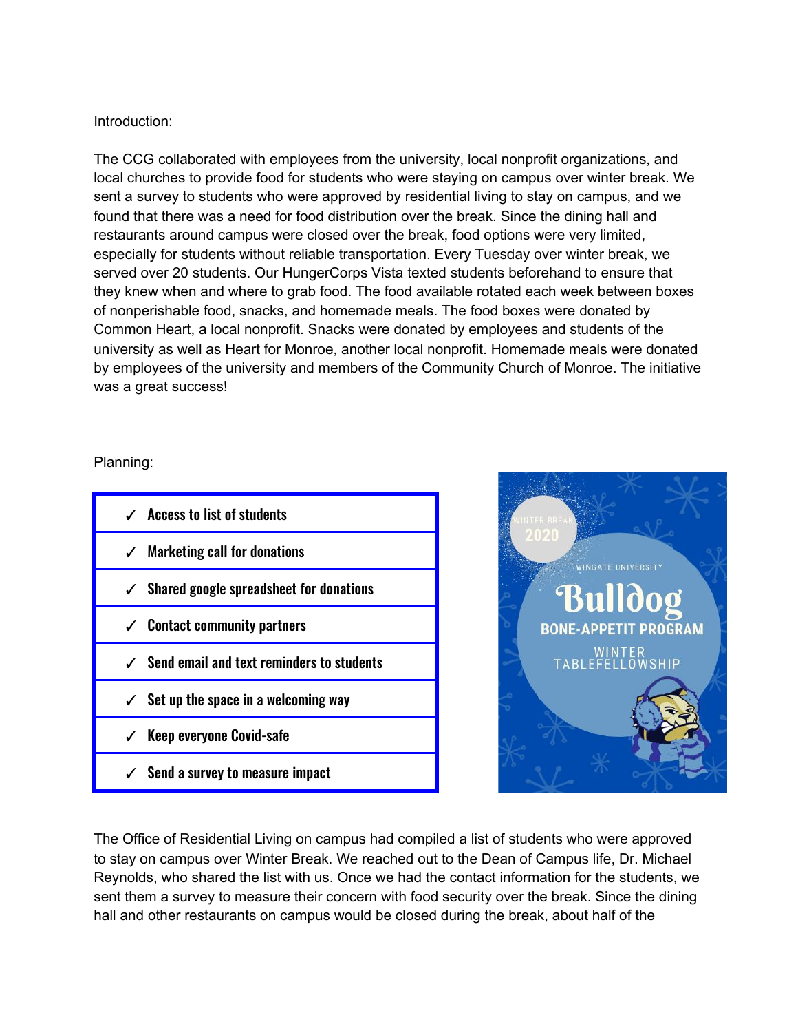Introduction:

The CCG collaborated with employees from the university, local nonprofit organizations, and local churches to provide food for students who were staying on campus over winter break. We sent a survey to students who were approved by residential living to stay on campus, and we found that there was a need for food distribution over the break. Since the dining hall and restaurants around campus were closed over the break, food options were very limited, especially for students without reliable transportation. Every Tuesday over winter break, we served over 20 students. Our HungerCorps Vista texted students beforehand to ensure that they knew when and where to grab food. The food available rotated each week between boxes of nonperishable food, snacks, and homemade meals. The food boxes were donated by Common Heart, a local nonprofit. Snacks were donated by employees and students of the university as well as Heart for Monroe, another local nonprofit. Homemade meals were donated by employees of the university and members of the Community Church of Monroe. The initiative was a great success!

Planning:

| ✓ Access to list of students |
|---|
| ✓ Marketing call for donations |
| ✓ Shared google spreadsheet for donations |
| ✓ Contact community partners |
| ✓ Send email and text reminders to students |
| ✓ Set up the space in a welcoming way |
| ✓ Keep everyone Covid-safe |
| ✓ Send a survey to measure impact |

WINTER BREAK 2020

WINGATE UNIVERSITY

Bulldog

BONE-APPETIT PROGRAM

WINTER TABLEFELLOWSHIP

The Office of Residential Living on campus had compiled a list of students who were approved to stay on campus over Winter Break. We reached out to the Dean of Campus life, Dr. Michael Reynolds, who shared the list with us. Once we had the contact information for the students, we sent them a survey to measure their concern with food security over the break. Since the dining hall and other restaurants on campus would be closed during the break, about half of the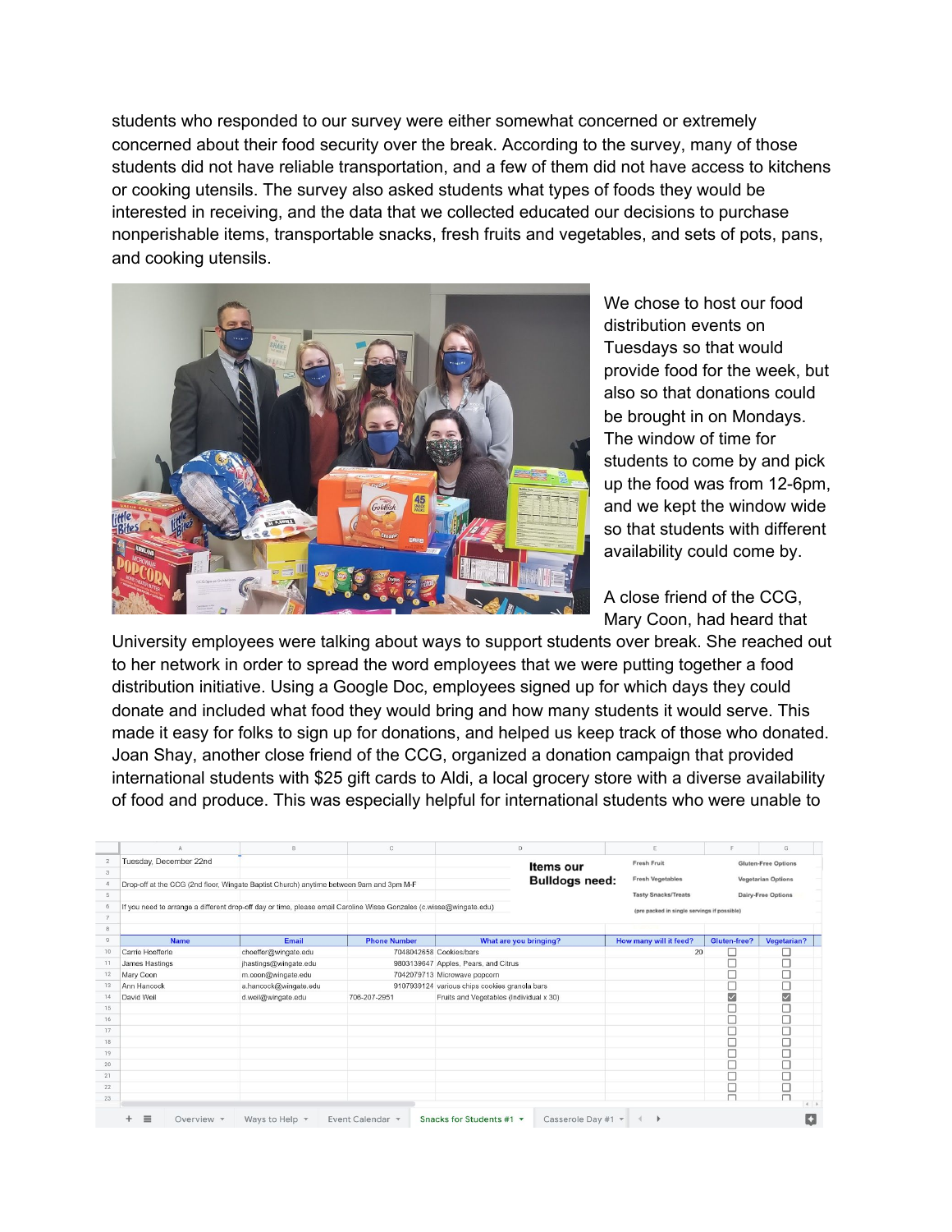students who responded to our survey were either somewhat concerned or extremely concerned about their food security over the break. According to the survey, many of those students did not have reliable transportation, and a few of them did not have access to kitchens or cooking utensils. The survey also asked students what types of foods they would be interested in receiving, and the data that we collected educated our decisions to purchase nonperishable items, transportable snacks, fresh fruits and vegetables, and sets of pots, pans, and cooking utensils.

We chose to host our food distribution events on Tuesdays so that would provide food for the week, but also so that donations could be brought in on Mondays. The window of time for students to come by and pick up the food was from 12-6pm, and we kept the window wide so that students with different availability could come by.

A close friend of the CCG, Mary Coon, had heard that University employees were talking about ways to support students over break. She reached out to her network in order to spread the word employees that we were putting together a food distribution initiative. Using a Google Doc, employees signed up for which days they could donate and included what food they would bring and how many students it would serve. This made it easy for folks to sign up for donations, and helped us keep track of those who donated. Joan Shay, another close friend of the CCG, organized a donation campaign that provided international students with $25 gift cards to Aldi, a local grocery store with a diverse availability of food and produce. This was especially helpful for international students who were unable to

Tuesday, December 22nd

Drop-off at the CCG (2nd floor, Wingate Baptist Church) anytime between 9am and 3pm M-F

If you need to arrange a different drop-off day or time, please email Caroline Wisse Gonzales (c.wisse@wingate.edu)

**Items our Bulldogs need:** Fresh Fruit, Fresh Vegetables, Tasty Snacks/Treats (pre packed in single servings if possible), Gluten-Free Options, Vegetarian Options, Dairy-Free Options

| Name | Email | Phone Number | What are you bringing? | How many will it feed? | Gluten-free? | Vegetarian? |
|---|---|---|---|---|---|---|
| Carrie Hoefferle | choeffer@wingate.edu | 7048042658 | Cookies/bars | 20 | ☐ | ☐ |
| James Hastings | jhastings@wingate.edu | 9803139647 | Apples, Pears, and Citrus | | ☐ | ☐ |
| Mary Coon | m.coon@wingate.edu | 7042079713 | Microwave popcorn | | ☐ | ☐ |
| Ann Hancock | a.hancock@wingate.edu | 9107939124 | various chips cookies granola bars | | ☐ | ☐ |
| David Weil | d.weil@wingate.edu | 706-207-2951 | Fruits and Vegetables (Individual x 30) | | ☑ | ☑ |

Overview | Ways to Help | Event Calendar | Snacks for Students #1 | Casserole Day #1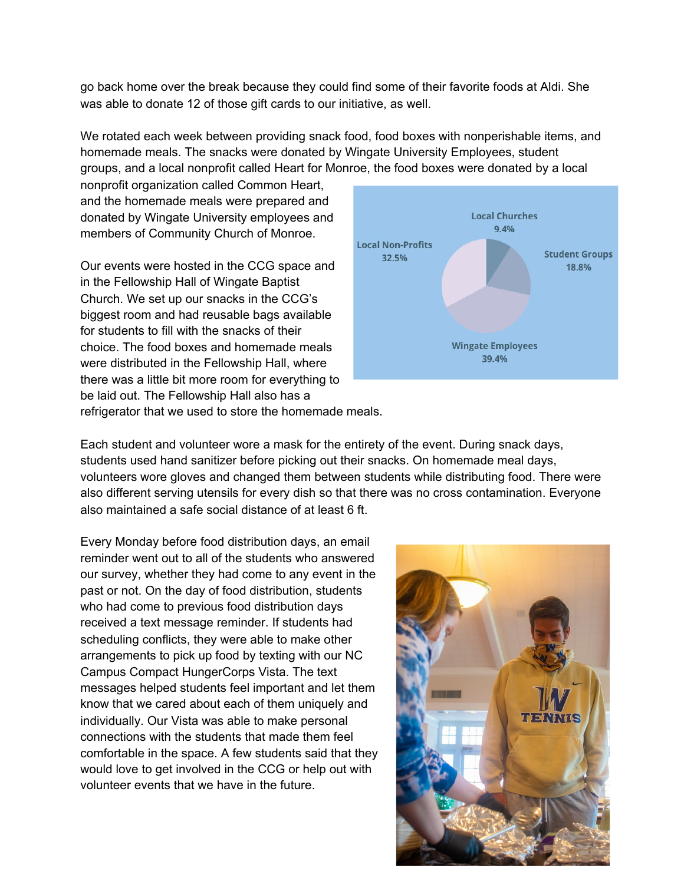go back home over the break because they could find some of their favorite foods at Aldi. She was able to donate 12 of those gift cards to our initiative, as well.

We rotated each week between providing snack food, food boxes with nonperishable items, and homemade meals. The snacks were donated by Wingate University Employees, student groups, and a local nonprofit called Heart for Monroe, the food boxes were donated by a local nonprofit organization called Common Heart, and the homemade meals were prepared and donated by Wingate University employees and members of Community Church of Monroe.

Local Churches 9.4%

Student Groups 18.8%

Wingate Employees 39.4%

Local Non-Profits 32.5%

Our events were hosted in the CCG space and in the Fellowship Hall of Wingate Baptist Church. We set up our snacks in the CCG's biggest room and had reusable bags available for students to fill with the snacks of their choice. The food boxes and homemade meals were distributed in the Fellowship Hall, where there was a little bit more room for everything to be laid out. The Fellowship Hall also has a refrigerator that we used to store the homemade meals.

Each student and volunteer wore a mask for the entirety of the event. During snack days, students used hand sanitizer before picking out their snacks. On homemade meal days, volunteers wore gloves and changed them between students while distributing food. There were also different serving utensils for every dish so that there was no cross contamination. Everyone also maintained a safe social distance of at least 6 ft.

Every Monday before food distribution days, an email reminder went out to all of the students who answered our survey, whether they had come to any event in the past or not. On the day of food distribution, students who had come to previous food distribution days received a text message reminder. If students had scheduling conflicts, they were able to make other arrangements to pick up food by texting with our NC Campus Compact HungerCorps Vista. The text messages helped students feel important and let them know that we cared about each of them uniquely and individually. Our Vista was able to make personal connections with the students that made them feel comfortable in the space. A few students said that they would love to get involved in the CCG or help out with volunteer events that we have in the future.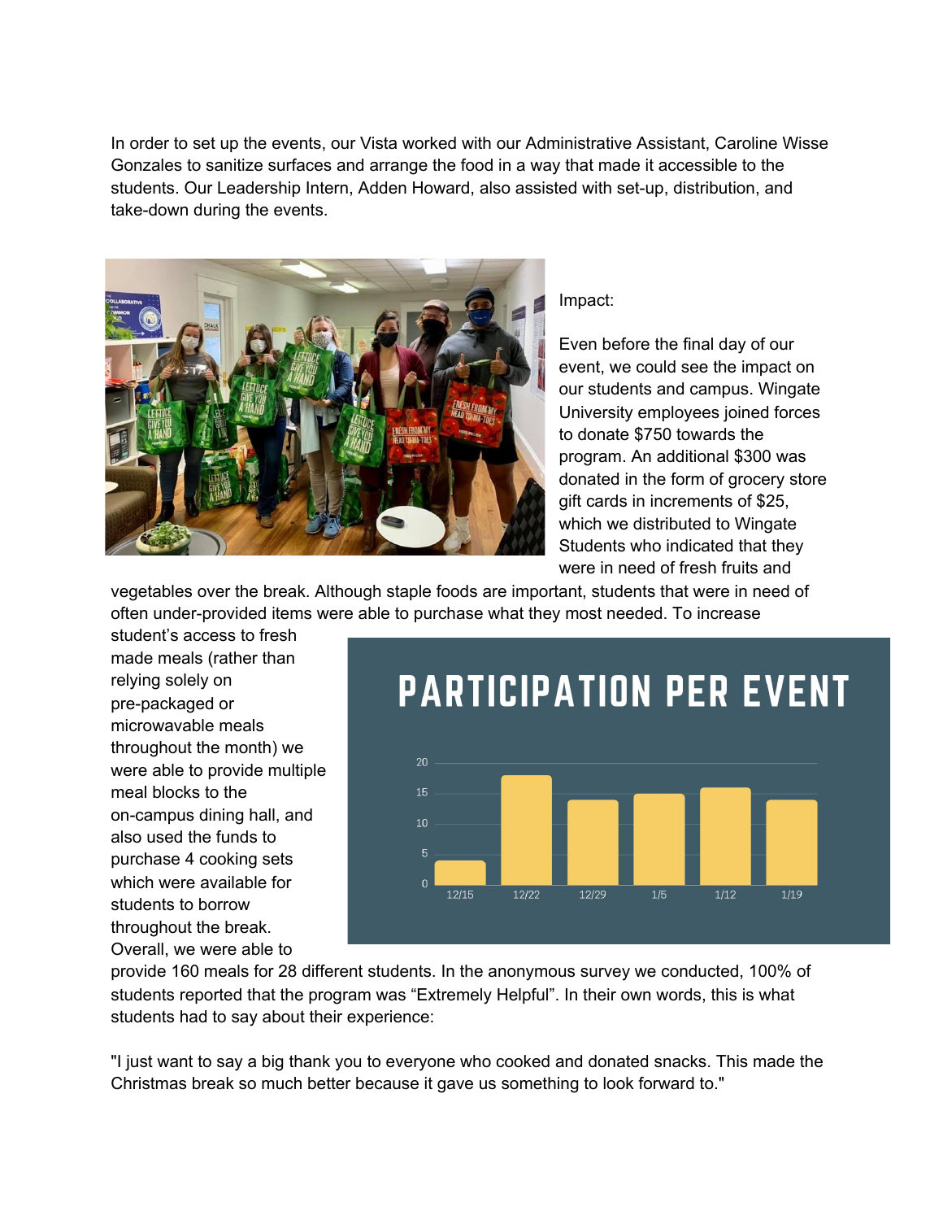In order to set up the events, our Vista worked with our Administrative Assistant, Caroline Wisse Gonzales to sanitize surfaces and arrange the food in a way that made it accessible to the students. Our Leadership Intern, Adden Howard, also assisted with set-up, distribution, and take-down during the events.

Impact:

Even before the final day of our event, we could see the impact on our students and campus. Wingate University employees joined forces to donate $750 towards the program. An additional $300 was donated in the form of grocery store gift cards in increments of $25, which we distributed to Wingate Students who indicated that they were in need of fresh fruits and vegetables over the break. Although staple foods are important, students that were in need of often under-provided items were able to purchase what they most needed. To increase student's access to fresh made meals (rather than relying solely on pre-packaged or microwavable meals throughout the month) we were able to provide multiple meal blocks to the on-campus dining hall, and also used the funds to purchase 4 cooking sets which were available for students to borrow throughout the break. Overall, we were able to provide 160 meals for 28 different students. In the anonymous survey we conducted, 100% of students reported that the program was "Extremely Helpful". In their own words, this is what students had to say about their experience:

"I just want to say a big thank you to everyone who cooked and donated snacks. This made the Christmas break so much better because it gave us something to look forward to."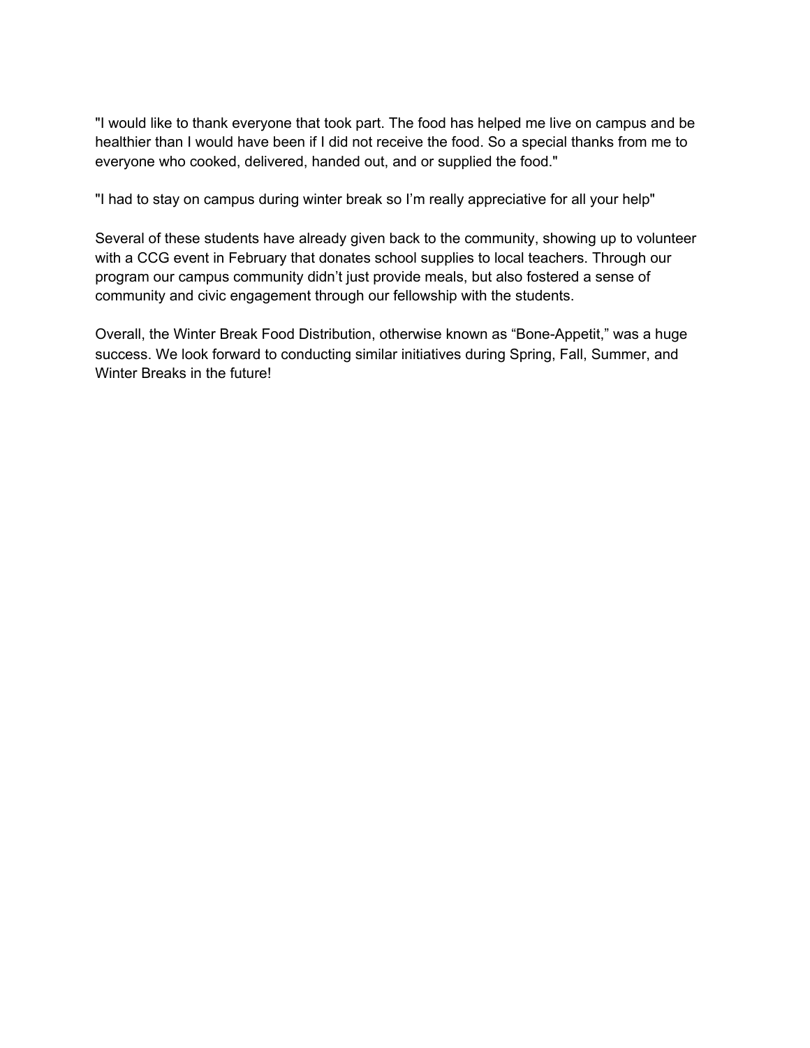"I would like to thank everyone that took part. The food has helped me live on campus and be healthier than I would have been if I did not receive the food. So a special thanks from me to everyone who cooked, delivered, handed out, and or supplied the food."

"I had to stay on campus during winter break so I'm really appreciative for all your help"

Several of these students have already given back to the community, showing up to volunteer with a CCG event in February that donates school supplies to local teachers. Through our program our campus community didn't just provide meals, but also fostered a sense of community and civic engagement through our fellowship with the students.

Overall, the Winter Break Food Distribution, otherwise known as "Bone-Appetit," was a huge success. We look forward to conducting similar initiatives during Spring, Fall, Summer, and Winter Breaks in the future!